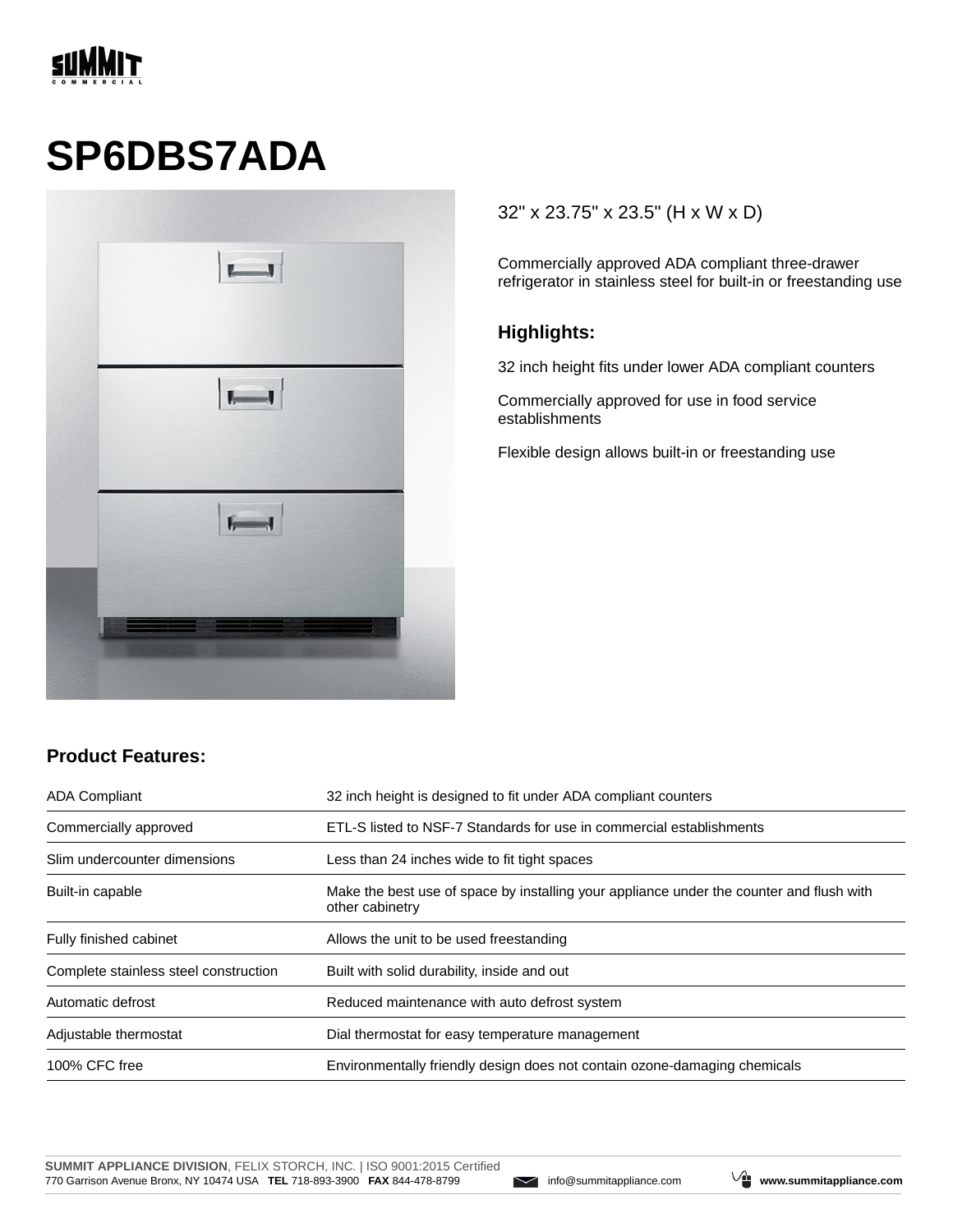SUMMIT COMMERCIAL

# SP6DBS7ADA

32" x 23.75" x 23.5" (H x W x D)

Commercially approved ADA compliant three-drawer refrigerator in stainless steel for built-in or freestanding use

### Highlights:

32 inch height fits under lower ADA compliant counters

Commercially approved for use in food service establishments

Flexible design allows built-in or freestanding use

## Product Features:

| | |
|---|---|
| ADA Compliant | 32 inch height is designed to fit under ADA compliant counters |
| Commercially approved | ETL-S listed to NSF-7 Standards for use in commercial establishments |
| Slim undercounter dimensions | Less than 24 inches wide to fit tight spaces |
| Built-in capable | Make the best use of space by installing your appliance under the counter and flush with other cabinetry |
| Fully finished cabinet | Allows the unit to be used freestanding |
| Complete stainless steel construction | Built with solid durability, inside and out |
| Automatic defrost | Reduced maintenance with auto defrost system |
| Adjustable thermostat | Dial thermostat for easy temperature management |
| 100% CFC free | Environmentally friendly design does not contain ozone-damaging chemicals |

**SUMMIT APPLIANCE DIVISION**, FELIX STORCH, INC. | ISO 9001:2015 Certified
770 Garrison Avenue Bronx, NY 10474 USA **TEL** 718-893-3900 **FAX** 844-478-8799 info@summitappliance.com **www.summitappliance.com**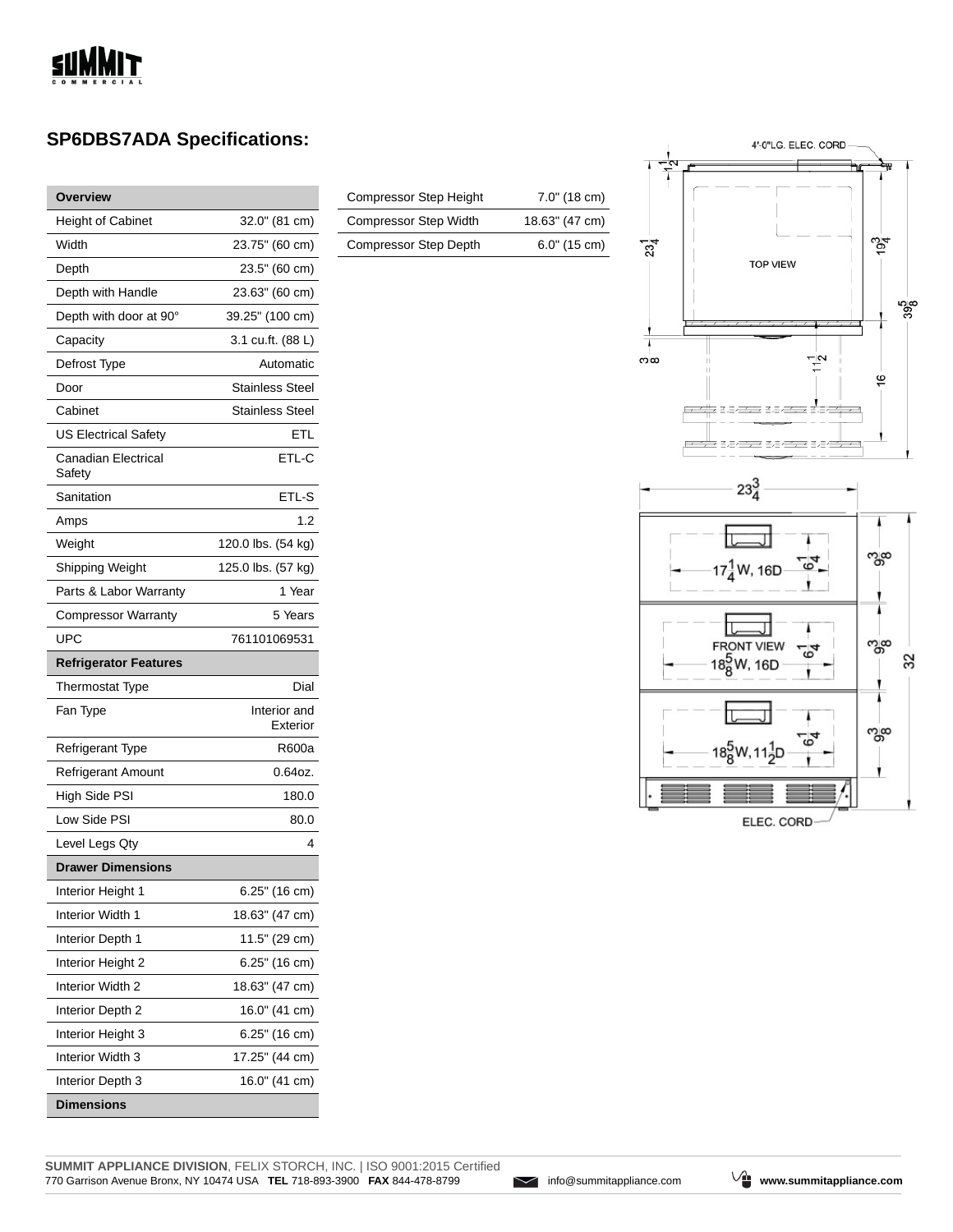## SP6DBS7ADA Specifications:

| | |
|---|---|
| **Overview** | |
| Height of Cabinet | 32.0" (81 cm) |
| Width | 23.75" (60 cm) |
| Depth | 23.5" (60 cm) |
| Depth with Handle | 23.63" (60 cm) |
| Depth with door at 90° | 39.25" (100 cm) |
| Capacity | 3.1 cu.ft. (88 L) |
| Defrost Type | Automatic |
| Door | Stainless Steel |
| Cabinet | Stainless Steel |
| US Electrical Safety | ETL |
| Canadian Electrical Safety | ETL-C |
| Sanitation | ETL-S |
| Amps | 1.2 |
| Weight | 120.0 lbs. (54 kg) |
| Shipping Weight | 125.0 lbs. (57 kg) |
| Parts & Labor Warranty | 1 Year |
| Compressor Warranty | 5 Years |
| UPC | 761101069531 |
| **Refrigerator Features** | |
| Thermostat Type | Dial |
| Fan Type | Interior and Exterior |
| Refrigerant Type | R600a |
| Refrigerant Amount | 0.64oz. |
| High Side PSI | 180.0 |
| Low Side PSI | 80.0 |
| Level Legs Qty | 4 |
| **Drawer Dimensions** | |
| Interior Height 1 | 6.25" (16 cm) |
| Interior Width 1 | 18.63" (47 cm) |
| Interior Depth 1 | 11.5" (29 cm) |
| Interior Height 2 | 6.25" (16 cm) |
| Interior Width 2 | 18.63" (47 cm) |
| Interior Depth 2 | 16.0" (41 cm) |
| Interior Height 3 | 6.25" (16 cm) |
| Interior Width 3 | 17.25" (44 cm) |
| Interior Depth 3 | 16.0" (41 cm) |
| **Dimensions** | |
| Compressor Step Height | 7.0" (18 cm) |
| Compressor Step Width | 18.63" (47 cm) |
| Compressor Step Depth | 6.0" (15 cm) |

4'-0"LG. ELEC. CORD

TOP VIEW

1 1/2

23 1/4

19 3/4

39 5/8

3/8

11 1/2

16

23 3/4

17 1/4 W, 16D

6 1/4

9 3/8

FRONT VIEW

18 5/8 W, 16D

6 1/4

9 3/8

32

18 5/8 W, 11 1/2 D

6 1/4

9 3/8

ELEC. CORD